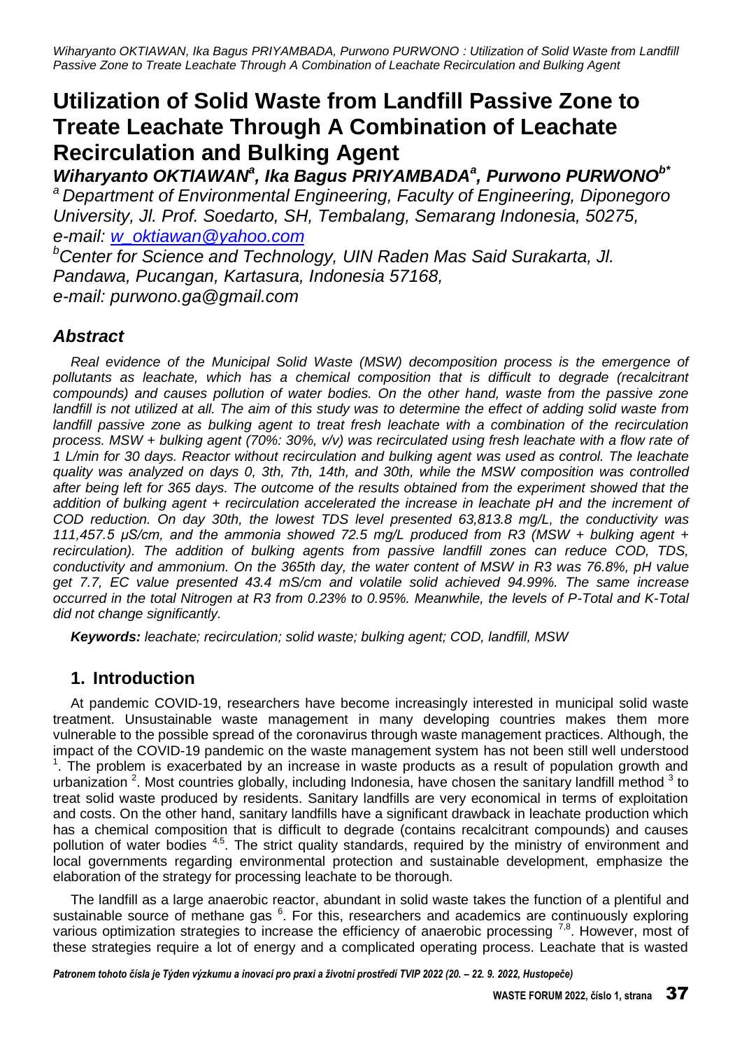# Utilization of Solid Waste from Landfill Passive Zone to Treate Leachate Through A Combination of Leachate Recirculation and Bulking Agent

***Wiharyanto OKTIAWAN[a], Ika Bagus PRIYAMBADA[a], Purwono PURWONO[b*]***

*[a] Department of Environmental Engineering, Faculty of Engineering, Diponegoro University, Jl. Prof. Soedarto, SH, Tembalang, Semarang Indonesia, 50275, e-mail: w_oktiawan@yahoo.com*

*[b]Center for Science and Technology, UIN Raden Mas Said Surakarta, Jl. Pandawa, Pucangan, Kartasura, Indonesia 57168, e-mail: purwono.ga@gmail.com*

## *Abstract*

*Real evidence of the Municipal Solid Waste (MSW) decomposition process is the emergence of pollutants as leachate, which has a chemical composition that is difficult to degrade (recalcitrant compounds) and causes pollution of water bodies. On the other hand, waste from the passive zone landfill is not utilized at all. The aim of this study was to determine the effect of adding solid waste from landfill passive zone as bulking agent to treat fresh leachate with a combination of the recirculation process. MSW + bulking agent (70%: 30%, v/v) was recirculated using fresh leachate with a flow rate of 1 L/min for 30 days. Reactor without recirculation and bulking agent was used as control. The leachate quality was analyzed on days 0, 3th, 7th, 14th, and 30th, while the MSW composition was controlled after being left for 365 days. The outcome of the results obtained from the experiment showed that the addition of bulking agent + recirculation accelerated the increase in leachate pH and the increment of COD reduction. On day 30th, the lowest TDS level presented 63,813.8 mg/L, the conductivity was 111,457.5 μS/cm, and the ammonia showed 72.5 mg/L produced from R3 (MSW + bulking agent + recirculation). The addition of bulking agents from passive landfill zones can reduce COD, TDS, conductivity and ammonium. On the 365th day, the water content of MSW in R3 was 76.8%, pH value get 7.7, EC value presented 43.4 mS/cm and volatile solid achieved 94.99%. The same increase occurred in the total Nitrogen at R3 from 0.23% to 0.95%. Meanwhile, the levels of P-Total and K-Total did not change significantly.*

***Keywords:** leachate; recirculation; solid waste; bulking agent; COD, landfill, MSW*

## 1. Introduction

At pandemic COVID-19, researchers have become increasingly interested in municipal solid waste treatment. Unsustainable waste management in many developing countries makes them more vulnerable to the possible spread of the coronavirus through waste management practices. Although, the impact of the COVID-19 pandemic on the waste management system has not been still well understood [1]. The problem is exacerbated by an increase in waste products as a result of population growth and urbanization [2]. Most countries globally, including Indonesia, have chosen the sanitary landfill method [3] to treat solid waste produced by residents. Sanitary landfills are very economical in terms of exploitation and costs. On the other hand, sanitary landfills have a significant drawback in leachate production which has a chemical composition that is difficult to degrade (contains recalcitrant compounds) and causes pollution of water bodies [4,5]. The strict quality standards, required by the ministry of environment and local governments regarding environmental protection and sustainable development, emphasize the elaboration of the strategy for processing leachate to be thorough.

The landfill as a large anaerobic reactor, abundant in solid waste takes the function of a plentiful and sustainable source of methane gas [6]. For this, researchers and academics are continuously exploring various optimization strategies to increase the efficiency of anaerobic processing [7,8]. However, most of these strategies require a lot of energy and a complicated operating process. Leachate that is wasted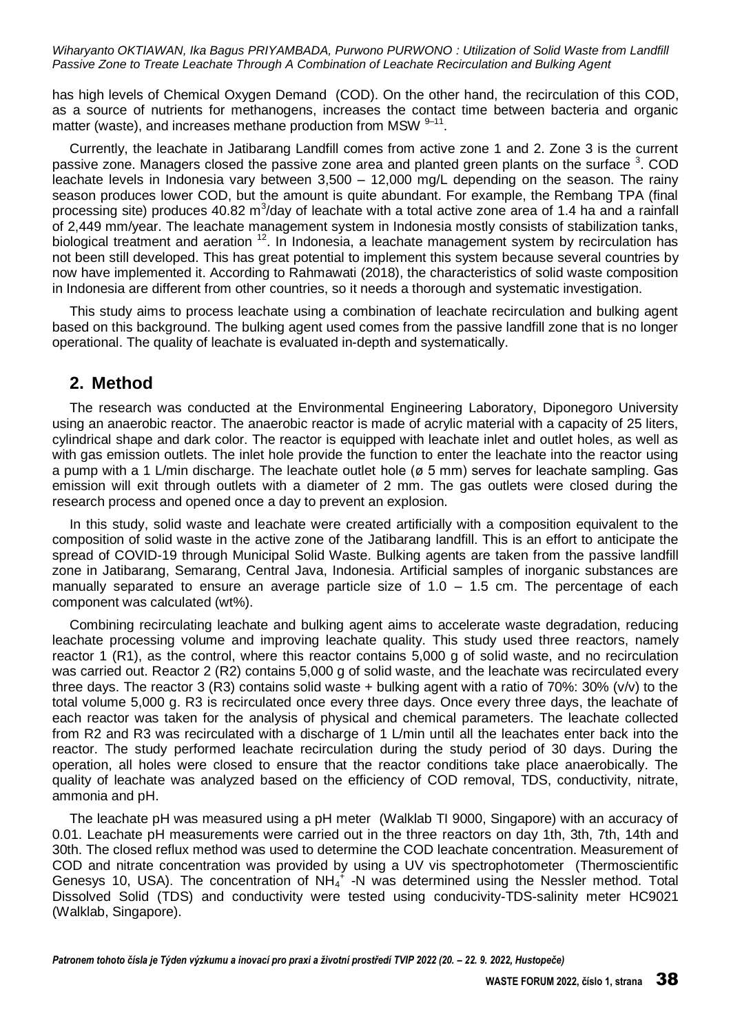has high levels of Chemical Oxygen Demand (COD). On the other hand, the recirculation of this COD, as a source of nutrients for methanogens, increases the contact time between bacteria and organic matter (waste), and increases methane production from MSW [9–11].

Currently, the leachate in Jatibarang Landfill comes from active zone 1 and 2. Zone 3 is the current passive zone. Managers closed the passive zone area and planted green plants on the surface [3]. COD leachate levels in Indonesia vary between 3,500 – 12,000 mg/L depending on the season. The rainy season produces lower COD, but the amount is quite abundant. For example, the Rembang TPA (final processing site) produces 40.82 $m^3$/day of leachate with a total active zone area of 1.4 ha and a rainfall of 2,449 mm/year. The leachate management system in Indonesia mostly consists of stabilization tanks, biological treatment and aeration [12]. In Indonesia, a leachate management system by recirculation has not been still developed. This has great potential to implement this system because several countries by now have implemented it. According to Rahmawati (2018), the characteristics of solid waste composition in Indonesia are different from other countries, so it needs a thorough and systematic investigation.

This study aims to process leachate using a combination of leachate recirculation and bulking agent based on this background. The bulking agent used comes from the passive landfill zone that is no longer operational. The quality of leachate is evaluated in-depth and systematically.

## 2. Method

The research was conducted at the Environmental Engineering Laboratory, Diponegoro University using an anaerobic reactor. The anaerobic reactor is made of acrylic material with a capacity of 25 liters, cylindrical shape and dark color. The reactor is equipped with leachate inlet and outlet holes, as well as with gas emission outlets. The inlet hole provide the function to enter the leachate into the reactor using a pump with a 1 L/min discharge. The leachate outlet hole (ø 5 mm) serves for leachate sampling. Gas emission will exit through outlets with a diameter of 2 mm. The gas outlets were closed during the research process and opened once a day to prevent an explosion.

In this study, solid waste and leachate were created artificially with a composition equivalent to the composition of solid waste in the active zone of the Jatibarang landfill. This is an effort to anticipate the spread of COVID-19 through Municipal Solid Waste. Bulking agents are taken from the passive landfill zone in Jatibarang, Semarang, Central Java, Indonesia. Artificial samples of inorganic substances are manually separated to ensure an average particle size of 1.0 – 1.5 cm. The percentage of each component was calculated (wt%).

Combining recirculating leachate and bulking agent aims to accelerate waste degradation, reducing leachate processing volume and improving leachate quality. This study used three reactors, namely reactor 1 (R1), as the control, where this reactor contains 5,000 g of solid waste, and no recirculation was carried out. Reactor 2 (R2) contains 5,000 g of solid waste, and the leachate was recirculated every three days. The reactor 3 (R3) contains solid waste + bulking agent with a ratio of 70%: 30% (v/v) to the total volume 5,000 g. R3 is recirculated once every three days. Once every three days, the leachate of each reactor was taken for the analysis of physical and chemical parameters. The leachate collected from R2 and R3 was recirculated with a discharge of 1 L/min until all the leachates enter back into the reactor. The study performed leachate recirculation during the study period of 30 days. During the operation, all holes were closed to ensure that the reactor conditions take place anaerobically. The quality of leachate was analyzed based on the efficiency of COD removal, TDS, conductivity, nitrate, ammonia and pH.

The leachate pH was measured using a pH meter (Walklab TI 9000, Singapore) with an accuracy of 0.01. Leachate pH measurements were carried out in the three reactors on day 1th, 3th, 7th, 14th and 30th. The closed reflux method was used to determine the COD leachate concentration. Measurement of COD and nitrate concentration was provided by using a UV vis spectrophotometer (Thermoscientific Genesys 10, USA). The concentration of $NH_4^+$ -N was determined using the Nessler method. Total Dissolved Solid (TDS) and conductivity were tested using conducivity-TDS-salinity meter HC9021 (Walklab, Singapore).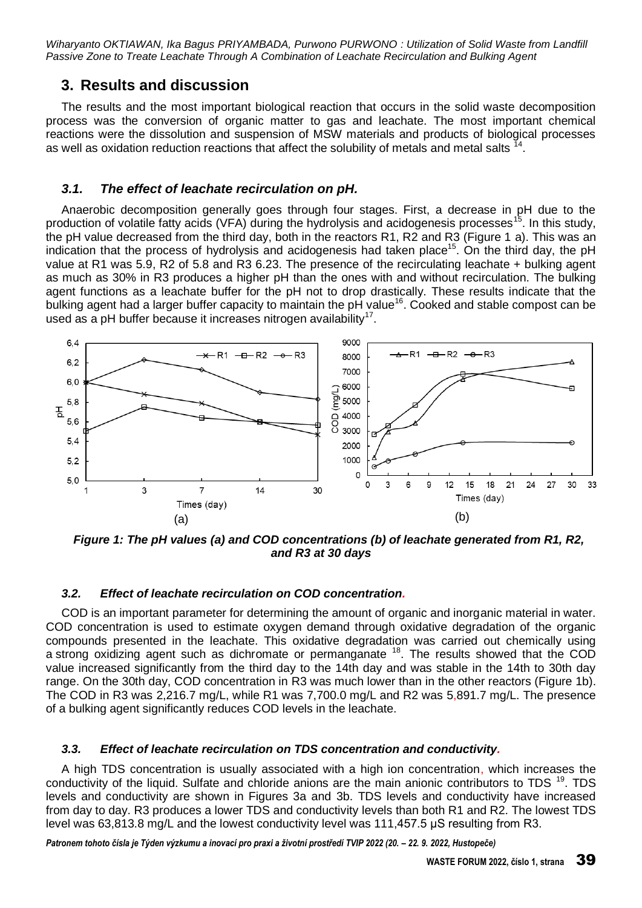## 3. Results and discussion

The results and the most important biological reaction that occurs in the solid waste decomposition process was the conversion of organic matter to gas and leachate. The most important chemical reactions were the dissolution and suspension of MSW materials and products of biological processes as well as oxidation reduction reactions that affect the solubility of metals and metal salts [14].

### *3.1. The effect of leachate recirculation on pH.*

Anaerobic decomposition generally goes through four stages. First, a decrease in pH due to the production of volatile fatty acids (VFA) during the hydrolysis and acidogenesis processes[15]. In this study, the pH value decreased from the third day, both in the reactors R1, R2 and R3 (Figure 1 a). This was an indication that the process of hydrolysis and acidogenesis had taken place[15]. On the third day, the pH value at R1 was 5.9, R2 of 5.8 and R3 6.23. The presence of the recirculating leachate + bulking agent as much as 30% in R3 produces a higher pH than the ones with and without recirculation. The bulking agent functions as a leachate buffer for the pH not to drop drastically. These results indicate that the bulking agent had a larger buffer capacity to maintain the pH value[16]. Cooked and stable compost can be used as a pH buffer because it increases nitrogen availability[17].

***Figure 1: The pH values (a) and COD concentrations (b) of leachate generated from R1, R2, and R3 at 30 days***

### *3.2. Effect of leachate recirculation on COD concentration.*

COD is an important parameter for determining the amount of organic and inorganic material in water. COD concentration is used to estimate oxygen demand through oxidative degradation of the organic compounds presented in the leachate. This oxidative degradation was carried out chemically using a strong oxidizing agent such as dichromate or permanganate [18]. The results showed that the COD value increased significantly from the third day to the 14th day and was stable in the 14th to 30th day range. On the 30th day, COD concentration in R3 was much lower than in the other reactors (Figure 1b). The COD in R3 was 2,216.7 mg/L, while R1 was 7,700.0 mg/L and R2 was 5,891.7 mg/L. The presence of a bulking agent significantly reduces COD levels in the leachate.

### *3.3. Effect of leachate recirculation on TDS concentration and conductivity.*

A high TDS concentration is usually associated with a high ion concentration, which increases the conductivity of the liquid. Sulfate and chloride anions are the main anionic contributors to TDS [19]. TDS levels and conductivity are shown in Figures 3a and 3b. TDS levels and conductivity have increased from day to day. R3 produces a lower TDS and conductivity levels than both R1 and R2. The lowest TDS level was 63,813.8 mg/L and the lowest conductivity level was 111,457.5 μS resulting from R3.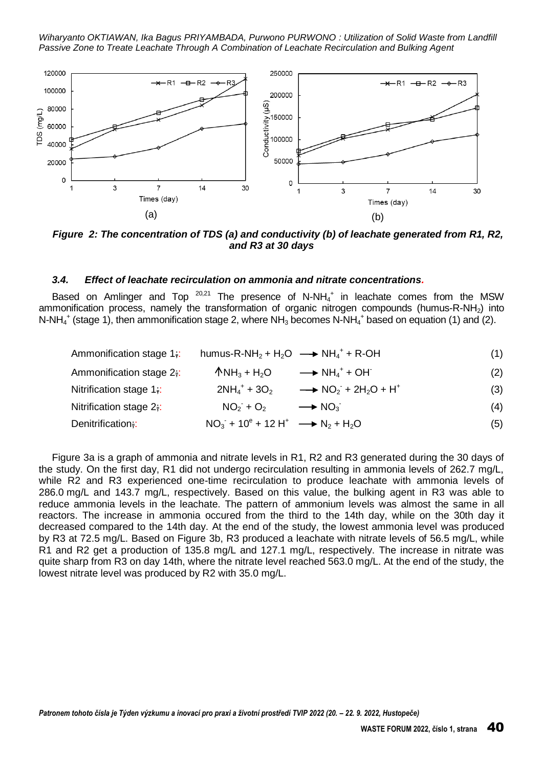*Figure 2: The concentration of TDS (a) and conductivity (b) of leachate generated from R1, R2, and R3 at 30 days*

### *3.4. Effect of leachate recirculation on ammonia and nitrate concentrations.*

Based on Amlinger and Top [20,21] The presence of N-$NH_4^+$ in leachate comes from the MSW ammonification process, namely the transformation of organic nitrogen compounds (humus-R-$NH_2$) into N-$NH_4^+$ (stage 1), then ammonification stage 2, where $NH_3$ becomes N-$NH_4^+$ based on equation (1) and (2).

Ammonification stage 1:
$$\text{humus-R-NH}_2 + H_2O \longrightarrow NH_4^+ + \text{R-OH} \quad (1)$$

Ammonification stage 2:
$$\uparrow NH_3 + H_2O \longrightarrow NH_4^+ + OH^- \quad (2)$$

Nitrification stage 1:
$$2NH_4^+ + 3O_2 \longrightarrow NO_2^- + 2H_2O + H^+ \quad (3)$$

Nitrification stage 2:
$$NO_2^- + O_2 \longrightarrow NO_3^- \quad (4)$$

Denitrification:
$$NO_3^- + 10^e + 12\,H^+ \longrightarrow N_2 + H_2O \quad (5)$$

Figure 3a is a graph of ammonia and nitrate levels in R1, R2 and R3 generated during the 30 days of the study. On the first day, R1 did not undergo recirculation resulting in ammonia levels of 262.7 mg/L, while R2 and R3 experienced one-time recirculation to produce leachate with ammonia levels of 286.0 mg/L and 143.7 mg/L, respectively. Based on this value, the bulking agent in R3 was able to reduce ammonia levels in the leachate. The pattern of ammonium levels was almost the same in all reactors. The increase in ammonia occured from the third to the 14th day, while on the 30th day it decreased compared to the 14th day. At the end of the study, the lowest ammonia level was produced by R3 at 72.5 mg/L. Based on Figure 3b, R3 produced a leachate with nitrate levels of 56.5 mg/L, while R1 and R2 get a production of 135.8 mg/L and 127.1 mg/L, respectively. The increase in nitrate was quite sharp from R3 on day 14th, where the nitrate level reached 563.0 mg/L. At the end of the study, the lowest nitrate level was produced by R2 with 35.0 mg/L.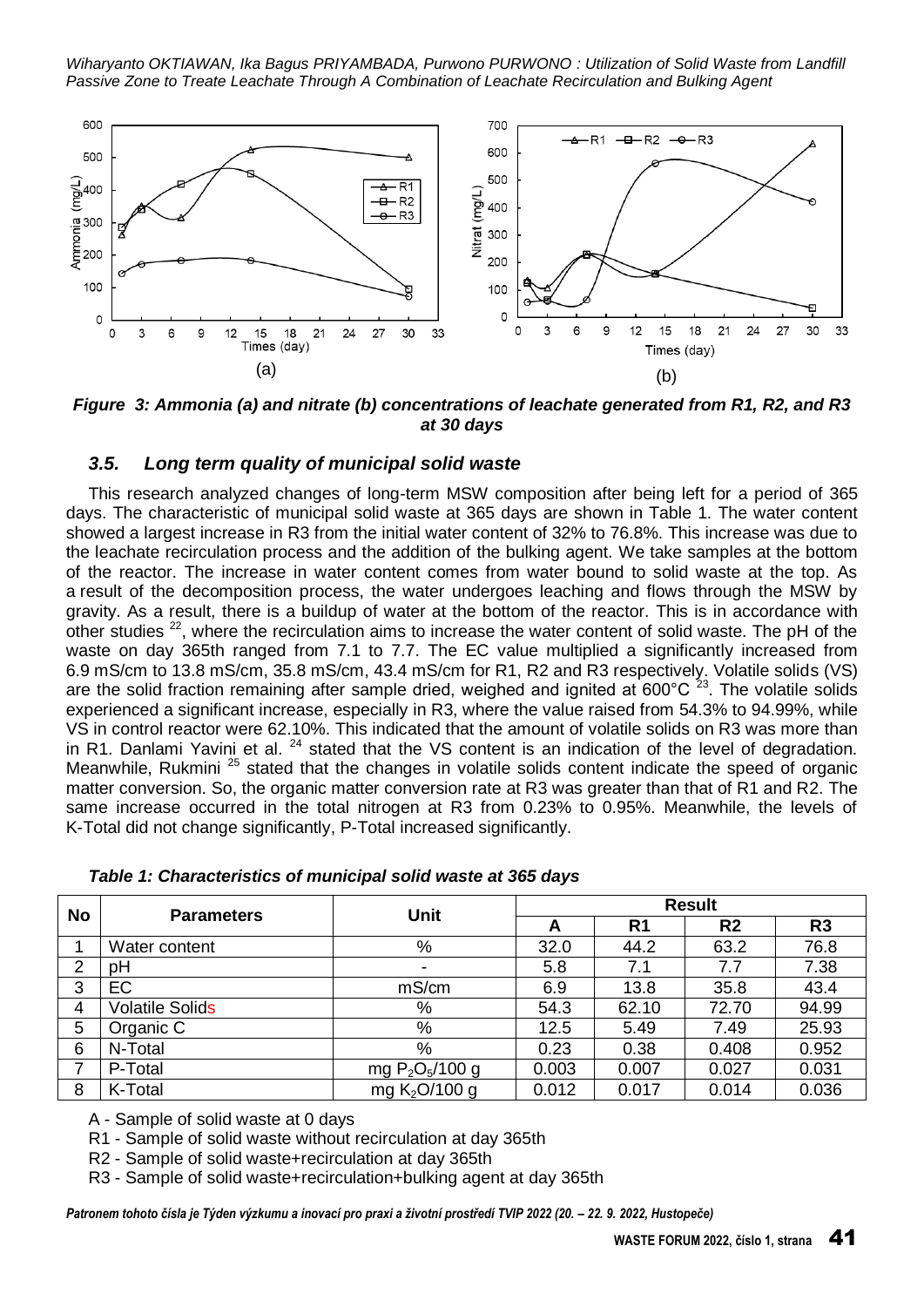*Figure 3: Ammonia (a) and nitrate (b) concentrations of leachate generated from R1, R2, and R3 at 30 days*

### 3.5. Long term quality of municipal solid waste

This research analyzed changes of long-term MSW composition after being left for a period of 365 days. The characteristic of municipal solid waste at 365 days are shown in Table 1. The water content showed a largest increase in R3 from the initial water content of 32% to 76.8%. This increase was due to the leachate recirculation process and the addition of the bulking agent. We take samples at the bottom of the reactor. The increase in water content comes from water bound to solid waste at the top. As a result of the decomposition process, the water undergoes leaching and flows through the MSW by gravity. As a result, there is a buildup of water at the bottom of the reactor. This is in accordance with other studies [22], where the recirculation aims to increase the water content of solid waste. The pH of the waste on day 365th ranged from 7.1 to 7.7. The EC value multiplied a significantly increased from 6.9 mS/cm to 13.8 mS/cm, 35.8 mS/cm, 43.4 mS/cm for R1, R2 and R3 respectively. Volatile solids (VS) are the solid fraction remaining after sample dried, weighed and ignited at 600°C [23]. The volatile solids experienced a significant increase, especially in R3, where the value raised from 54.3% to 94.99%, while VS in control reactor were 62.10%. This indicated that the amount of volatile solids on R3 was more than in R1. Danlami Yavini et al. [24] stated that the VS content is an indication of the level of degradation. Meanwhile, Rukmini [25] stated that the changes in volatile solids content indicate the speed of organic matter conversion. So, the organic matter conversion rate at R3 was greater than that of R1 and R2. The same increase occurred in the total nitrogen at R3 from 0.23% to 0.95%. Meanwhile, the levels of K-Total did not change significantly, P-Total increased significantly.

*Table 1: Characteristics of municipal solid waste at 365 days*

| No | Parameters | Unit | Result | | | |
|---|---|---|---|---|---|---|
| | | | A | R1 | R2 | R3 |
| 1 | Water content | % | 32.0 | 44.2 | 63.2 | 76.8 |
| 2 | pH | - | 5.8 | 7.1 | 7.7 | 7.38 |
| 3 | EC | mS/cm | 6.9 | 13.8 | 35.8 | 43.4 |
| 4 | Volatile Solids | % | 54.3 | 62.10 | 72.70 | 94.99 |
| 5 | Organic C | % | 12.5 | 5.49 | 7.49 | 25.93 |
| 6 | N-Total | % | 0.23 | 0.38 | 0.408 | 0.952 |
| 7 | P-Total | mg $P_2O_5$/100 g | 0.003 | 0.007 | 0.027 | 0.031 |
| 8 | K-Total | mg $K_2O$/100 g | 0.012 | 0.017 | 0.014 | 0.036 |

A - Sample of solid waste at 0 days

R1 - Sample of solid waste without recirculation at day 365th

R2 - Sample of solid waste+recirculation at day 365th

R3 - Sample of solid waste+recirculation+bulking agent at day 365th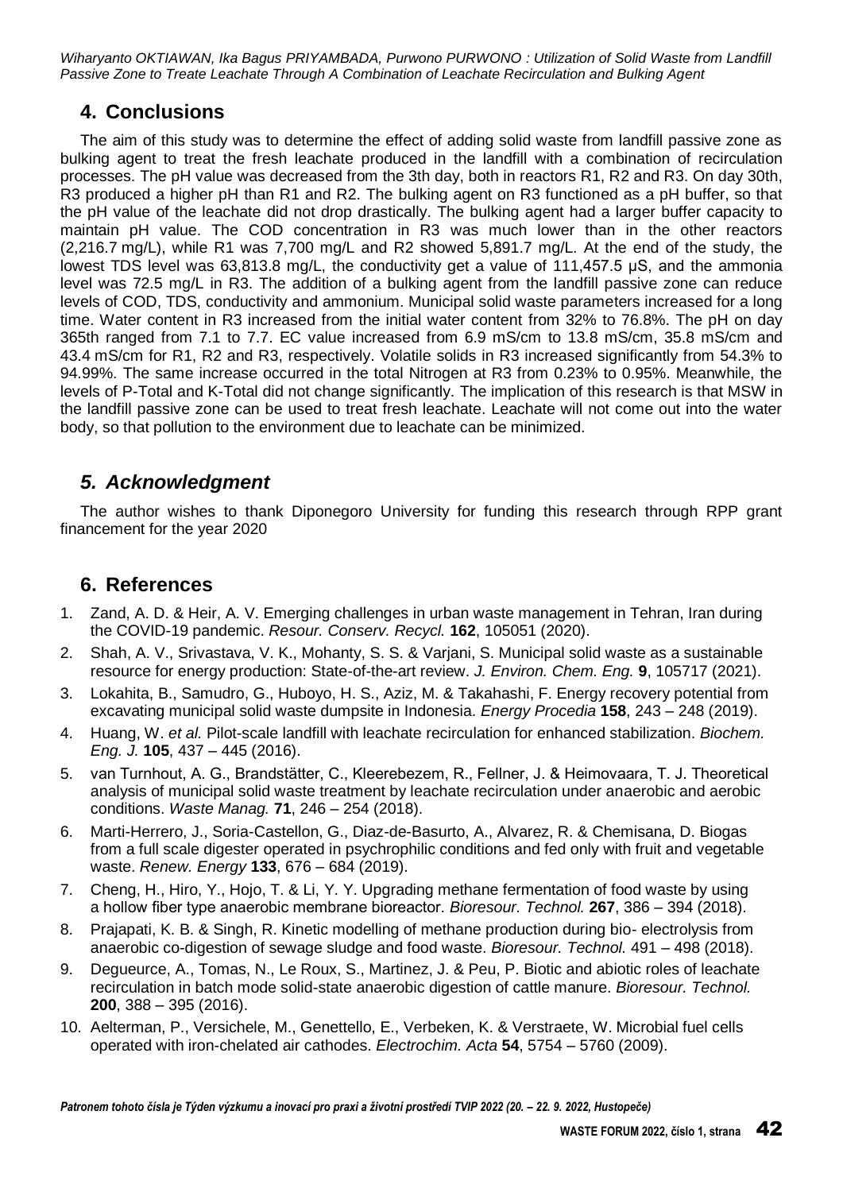## 4. Conclusions

The aim of this study was to determine the effect of adding solid waste from landfill passive zone as bulking agent to treat the fresh leachate produced in the landfill with a combination of recirculation processes. The pH value was decreased from the 3th day, both in reactors R1, R2 and R3. On day 30th, R3 produced a higher pH than R1 and R2. The bulking agent on R3 functioned as a pH buffer, so that the pH value of the leachate did not drop drastically. The bulking agent had a larger buffer capacity to maintain pH value. The COD concentration in R3 was much lower than in the other reactors (2,216.7 mg/L), while R1 was 7,700 mg/L and R2 showed 5,891.7 mg/L. At the end of the study, the lowest TDS level was 63,813.8 mg/L, the conductivity get a value of 111,457.5 µS, and the ammonia level was 72.5 mg/L in R3. The addition of a bulking agent from the landfill passive zone can reduce levels of COD, TDS, conductivity and ammonium. Municipal solid waste parameters increased for a long time. Water content in R3 increased from the initial water content from 32% to 76.8%. The pH on day 365th ranged from 7.1 to 7.7. EC value increased from 6.9 mS/cm to 13.8 mS/cm, 35.8 mS/cm and 43.4 mS/cm for R1, R2 and R3, respectively. Volatile solids in R3 increased significantly from 54.3% to 94.99%. The same increase occurred in the total Nitrogen at R3 from 0.23% to 0.95%. Meanwhile, the levels of P-Total and K-Total did not change significantly. The implication of this research is that MSW in the landfill passive zone can be used to treat fresh leachate. Leachate will not come out into the water body, so that pollution to the environment due to leachate can be minimized.

## *5. Acknowledgment*

The author wishes to thank Diponegoro University for funding this research through RPP grant financement for the year 2020

## 6. References

1. Zand, A. D. & Heir, A. V. Emerging challenges in urban waste management in Tehran, Iran during the COVID-19 pandemic. *Resour. Conserv. Recycl.* **162**, 105051 (2020).
2. Shah, A. V., Srivastava, V. K., Mohanty, S. S. & Varjani, S. Municipal solid waste as a sustainable resource for energy production: State-of-the-art review. *J. Environ. Chem. Eng.* **9**, 105717 (2021).
3. Lokahita, B., Samudro, G., Huboyo, H. S., Aziz, M. & Takahashi, F. Energy recovery potential from excavating municipal solid waste dumpsite in Indonesia. *Energy Procedia* **158**, 243 – 248 (2019).
4. Huang, W. *et al.* Pilot-scale landfill with leachate recirculation for enhanced stabilization. *Biochem. Eng. J.* **105**, 437 – 445 (2016).
5. van Turnhout, A. G., Brandstätter, C., Kleerebezem, R., Fellner, J. & Heimovaara, T. J. Theoretical analysis of municipal solid waste treatment by leachate recirculation under anaerobic and aerobic conditions. *Waste Manag.* **71**, 246 – 254 (2018).
6. Marti-Herrero, J., Soria-Castellon, G., Diaz-de-Basurto, A., Alvarez, R. & Chemisana, D. Biogas from a full scale digester operated in psychrophilic conditions and fed only with fruit and vegetable waste. *Renew. Energy* **133**, 676 – 684 (2019).
7. Cheng, H., Hiro, Y., Hojo, T. & Li, Y. Y. Upgrading methane fermentation of food waste by using a hollow fiber type anaerobic membrane bioreactor. *Bioresour. Technol.* **267**, 386 – 394 (2018).
8. Prajapati, K. B. & Singh, R. Kinetic modelling of methane production during bio- electrolysis from anaerobic co-digestion of sewage sludge and food waste. *Bioresour. Technol.* 491 – 498 (2018).
9. Degueurce, A., Tomas, N., Le Roux, S., Martinez, J. & Peu, P. Biotic and abiotic roles of leachate recirculation in batch mode solid-state anaerobic digestion of cattle manure. *Bioresour. Technol.* **200**, 388 – 395 (2016).
10. Aelterman, P., Versichele, M., Genettello, E., Verbeken, K. & Verstraete, W. Microbial fuel cells operated with iron-chelated air cathodes. *Electrochim. Acta* **54**, 5754 – 5760 (2009).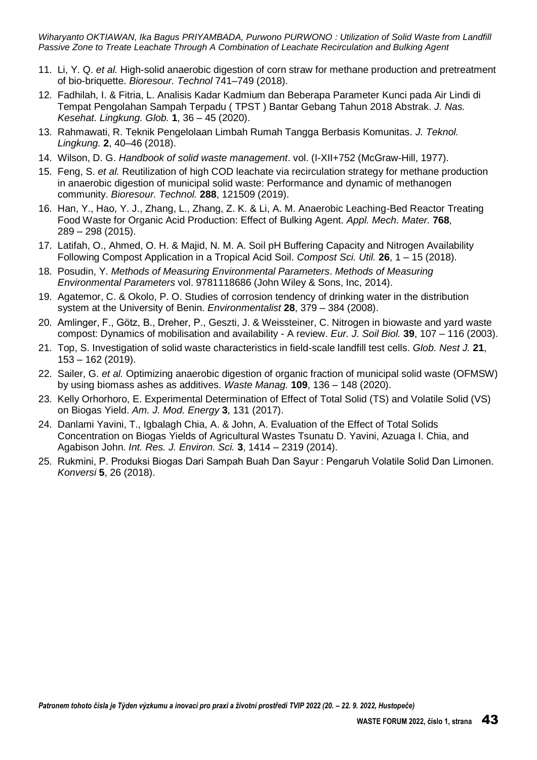11. Li, Y. Q. *et al.* High-solid anaerobic digestion of corn straw for methane production and pretreatment of bio-briquette. *Bioresour. Technol* 741–749 (2018).
12. Fadhilah, I. & Fitria, L. Analisis Kadar Kadmium dan Beberapa Parameter Kunci pada Air Lindi di Tempat Pengolahan Sampah Terpadu ( TPST ) Bantar Gebang Tahun 2018 Abstrak. *J. Nas. Kesehat. Lingkung. Glob.* **1**, 36 – 45 (2020).
13. Rahmawati, R. Teknik Pengelolaan Limbah Rumah Tangga Berbasis Komunitas. *J. Teknol. Lingkung.* **2**, 40–46 (2018).
14. Wilson, D. G. *Handbook of solid waste management*. vol. (I-XII+752 (McGraw-Hill, 1977).
15. Feng, S. *et al.* Reutilization of high COD leachate via recirculation strategy for methane production in anaerobic digestion of municipal solid waste: Performance and dynamic of methanogen community. *Bioresour. Technol.* **288**, 121509 (2019).
16. Han, Y., Hao, Y. J., Zhang, L., Zhang, Z. K. & Li, A. M. Anaerobic Leaching-Bed Reactor Treating Food Waste for Organic Acid Production: Effect of Bulking Agent. *Appl. Mech. Mater.* **768**, 289 – 298 (2015).
17. Latifah, O., Ahmed, O. H. & Majid, N. M. A. Soil pH Buffering Capacity and Nitrogen Availability Following Compost Application in a Tropical Acid Soil. *Compost Sci. Util.* **26**, 1 – 15 (2018).
18. Posudin, Y. *Methods of Measuring Environmental Parameters*. *Methods of Measuring Environmental Parameters* vol. 9781118686 (John Wiley & Sons, Inc, 2014).
19. Agatemor, C. & Okolo, P. O. Studies of corrosion tendency of drinking water in the distribution system at the University of Benin. *Environmentalist* **28**, 379 – 384 (2008).
20. Amlinger, F., Götz, B., Dreher, P., Geszti, J. & Weissteiner, C. Nitrogen in biowaste and yard waste compost: Dynamics of mobilisation and availability - A review. *Eur. J. Soil Biol.* **39**, 107 – 116 (2003).
21. Top, S. Investigation of solid waste characteristics in field-scale landfill test cells. *Glob. Nest J.* **21**, 153 – 162 (2019).
22. Sailer, G. *et al.* Optimizing anaerobic digestion of organic fraction of municipal solid waste (OFMSW) by using biomass ashes as additives. *Waste Manag.* **109**, 136 – 148 (2020).
23. Kelly Orhorhoro, E. Experimental Determination of Effect of Total Solid (TS) and Volatile Solid (VS) on Biogas Yield. *Am. J. Mod. Energy* **3**, 131 (2017).
24. Danlami Yavini, T., Igbalagh Chia, A. & John, A. Evaluation of the Effect of Total Solids Concentration on Biogas Yields of Agricultural Wastes Tsunatu D. Yavini, Azuaga I. Chia, and Agabison John. *Int. Res. J. Environ. Sci.* **3**, 1414 – 2319 (2014).
25. Rukmini, P. Produksi Biogas Dari Sampah Buah Dan Sayur : Pengaruh Volatile Solid Dan Limonen. *Konversi* **5**, 26 (2018).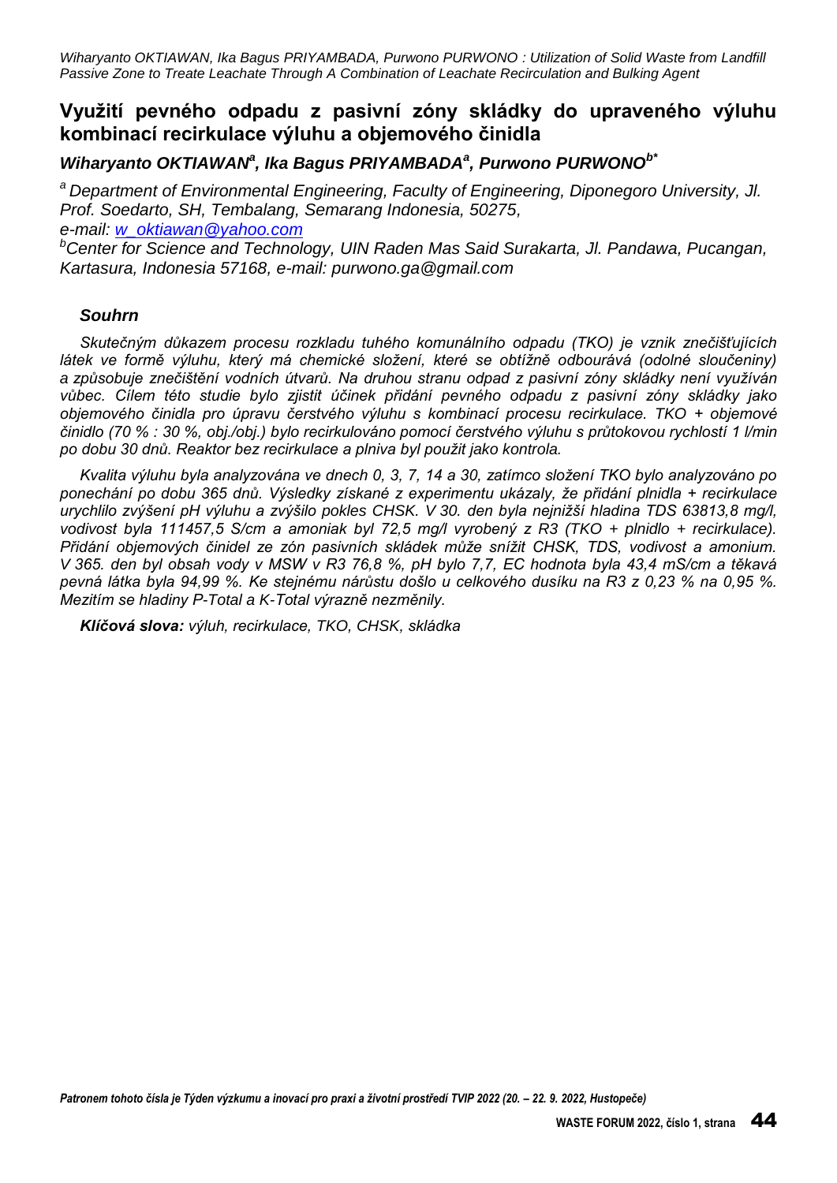## Využití pevného odpadu z pasivní zóny skládky do upraveného výluhu kombinací recirkulace výluhu a objemového činidla

***Wiharyanto OKTIAWAN[a], Ika Bagus PRIYAMBADA[a], Purwono PURWONO[b*]***

*[a] Department of Environmental Engineering, Faculty of Engineering, Diponegoro University, Jl. Prof. Soedarto, SH, Tembalang, Semarang Indonesia, 50275,*
*e-mail: w_oktiawan@yahoo.com*

*[b]Center for Science and Technology, UIN Raden Mas Said Surakarta, Jl. Pandawa, Pucangan, Kartasura, Indonesia 57168, e-mail: purwono.ga@gmail.com*

### Souhrn

*Skutečným důkazem procesu rozkladu tuhého komunálního odpadu (TKO) je vznik znečišťujících látek ve formě výluhu, který má chemické složení, které se obtížně odbourává (odolné sloučeniny) a způsobuje znečištění vodních útvarů. Na druhou stranu odpad z pasivní zóny skládky není využíván vůbec. Cílem této studie bylo zjistit účinek přidání pevného odpadu z pasivní zóny skládky jako objemového činidla pro úpravu čerstvého výluhu s kombinací procesu recirkulace. TKO + objemové činidlo (70 % : 30 %, obj./obj.) bylo recirkulováno pomocí čerstvého výluhu s průtokovou rychlostí 1 l/min po dobu 30 dnů. Reaktor bez recirkulace a plniva byl použit jako kontrola.*

*Kvalita výluhu byla analyzována ve dnech 0, 3, 7, 14 a 30, zatímco složení TKO bylo analyzováno po ponechání po dobu 365 dnů. Výsledky získané z experimentu ukázaly, že přidání plnidla + recirkulace urychlilo zvýšení pH výluhu a zvýšilo pokles CHSK. V 30. den byla nejnižší hladina TDS 63813,8 mg/l, vodivost byla 111457,5 S/cm a amoniak byl 72,5 mg/l vyrobený z R3 (TKO + plnidlo + recirkulace). Přidání objemových činidel ze zón pasivních skládek může snížit CHSK, TDS, vodivost a amonium. V 365. den byl obsah vody v MSW v R3 76,8 %, pH bylo 7,7, EC hodnota byla 43,4 mS/cm a těkavá pevná látka byla 94,99 %. Ke stejnému nárůstu došlo u celkového dusíku na R3 z 0,23 % na 0,95 %. Mezitím se hladiny P-Total a K-Total výrazně nezměnily.*

***Klíčová slova:*** *výluh, recirkulace, TKO, CHSK, skládka*

*Patronem tohoto čísla je Týden výzkumu a inovací pro praxi a životní prostředí TVIP 2022 (20. – 22. 9. 2022, Hustopeče)*